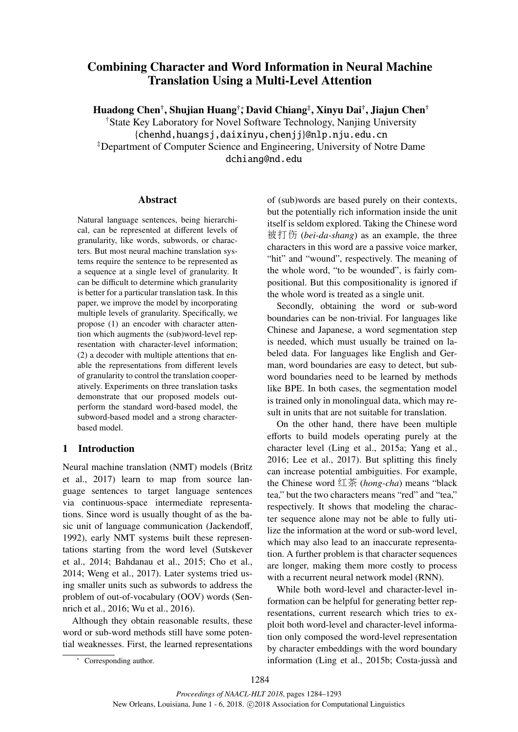# Combining Character and Word Information in Neural Machine Translation Using a Multi-Level Attention

**Huadong Chen[†], Shujian Huang[†][*], David Chiang[‡], Xinyu Dai[†], Jiajun Chen[†]**

[†]State Key Laboratory for Novel Software Technology, Nanjing University
{chenhd,huangsj,daixinyu,chenjj}@nlp.nju.edu.cn
[‡]Department of Computer Science and Engineering, University of Notre Dame
dchiang@nd.edu

## Abstract

Natural language sentences, being hierarchical, can be represented at different levels of granularity, like words, subwords, or characters. But most neural machine translation systems require the sentence to be represented as a sequence at a single level of granularity. It can be difficult to determine which granularity is better for a particular translation task. In this paper, we improve the model by incorporating multiple levels of granularity. Specifically, we propose (1) an encoder with character attention which augments the (sub)word-level representation with character-level information; (2) a decoder with multiple attentions that enable the representations from different levels of granularity to control the translation cooperatively. Experiments on three translation tasks demonstrate that our proposed models outperform the standard word-based model, the subword-based model and a strong character-based model.

## 1 Introduction

Neural machine translation (NMT) models (Britz et al., 2017) learn to map from source language sentences to target language sentences via continuous-space intermediate representations. Since word is usually thought of as the basic unit of language communication (Jackendoff, 1992), early NMT systems built these representations starting from the word level (Sutskever et al., 2014; Bahdanau et al., 2015; Cho et al., 2014; Weng et al., 2017). Later systems tried using smaller units such as subwords to address the problem of out-of-vocabulary (OOV) words (Sennrich et al., 2016; Wu et al., 2016).

Although they obtain reasonable results, these word or sub-word methods still have some potential weaknesses. First, the learned representations of (sub)words are based purely on their contexts, but the potentially rich information inside the unit itself is seldom explored. Taking the Chinese word 被打伤 (*bei-da-shang*) as an example, the three characters in this word are a passive voice marker, "hit" and "wound", respectively. The meaning of the whole word, "to be wounded", is fairly compositional. But this compositionality is ignored if the whole word is treated as a single unit.

Secondly, obtaining the word or sub-word boundaries can be non-trivial. For languages like Chinese and Japanese, a word segmentation step is needed, which must usually be trained on labeled data. For languages like English and German, word boundaries are easy to detect, but subword boundaries need to be learned by methods like BPE. In both cases, the segmentation model is trained only in monolingual data, which may result in units that are not suitable for translation.

On the other hand, there have been multiple efforts to build models operating purely at the character level (Ling et al., 2015a; Yang et al., 2016; Lee et al., 2017). But splitting this finely can increase potential ambiguities. For example, the Chinese word 红茶 (*hong-cha*) means "black tea," but the two characters means "red" and "tea," respectively. It shows that modeling the character sequence alone may not be able to fully utilize the information at the word or sub-word level, which may also lead to an inaccurate representation. A further problem is that character sequences are longer, making them more costly to process with a recurrent neural network model (RNN).

While both word-level and character-level information can be helpful for generating better representations, current research which tries to exploit both word-level and character-level information only composed the word-level representation by character embeddings with the word boundary information (Ling et al., 2015b; Costa-jussà and

[*] Corresponding author.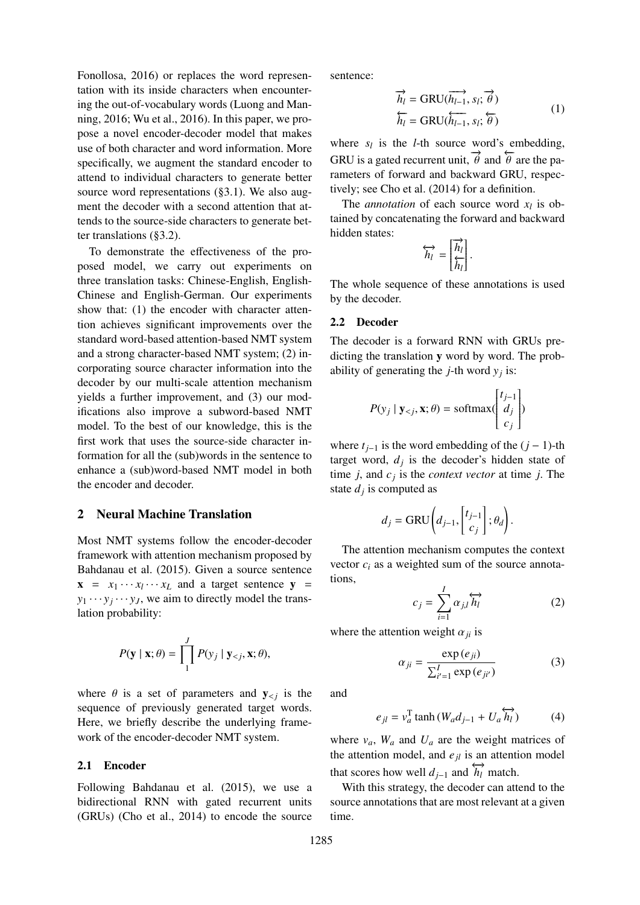Fonollosa, 2016) or replaces the word representation with its inside characters when encountering the out-of-vocabulary words (Luong and Manning, 2016; Wu et al., 2016). In this paper, we propose a novel encoder-decoder model that makes use of both character and word information. More specifically, we augment the standard encoder to attend to individual characters to generate better source word representations (§3.1). We also augment the decoder with a second attention that attends to the source-side characters to generate better translations (§3.2).

To demonstrate the effectiveness of the proposed model, we carry out experiments on three translation tasks: Chinese-English, English-Chinese and English-German. Our experiments show that: (1) the encoder with character attention achieves significant improvements over the standard word-based attention-based NMT system and a strong character-based NMT system; (2) incorporating source character information into the decoder by our multi-scale attention mechanism yields a further improvement, and (3) our modifications also improve a subword-based NMT model. To the best of our knowledge, this is the first work that uses the source-side character information for all the (sub)words in the sentence to enhance a (sub)word-based NMT model in both the encoder and decoder.

## 2 Neural Machine Translation

Most NMT systems follow the encoder-decoder framework with attention mechanism proposed by Bahdanau et al. (2015). Given a source sentence $\mathbf{x} = x_1 \cdots x_l \cdots x_L$ and a target sentence $\mathbf{y} = y_1 \cdots y_j \cdots y_J$, we aim to directly model the translation probability:

$$P(\mathbf{y} \mid \mathbf{x}; \theta) = \prod_{1}^{J} P(y_j \mid \mathbf{y}_{<j}, \mathbf{x}; \theta),$$

where $\theta$ is a set of parameters and $\mathbf{y}_{<j}$ is the sequence of previously generated target words. Here, we briefly describe the underlying framework of the encoder-decoder NMT system.

### 2.1 Encoder

Following Bahdanau et al. (2015), we use a bidirectional RNN with gated recurrent units (GRUs) (Cho et al., 2014) to encode the source sentence:

$$\begin{aligned} \overrightarrow{h_l} &= \text{GRU}(\overrightarrow{h_{l-1}}, s_l; \overrightarrow{\theta}) \\ \overleftarrow{h_l} &= \text{GRU}(\overleftarrow{h_{l-1}}, s_l; \overleftarrow{\theta}) \end{aligned} \tag{1}$$

where $s_l$ is the $l$-th source word's embedding, GRU is a gated recurrent unit, $\overrightarrow{\theta}$ and $\overleftarrow{\theta}$ are the parameters of forward and backward GRU, respectively; see Cho et al. (2014) for a definition.

The *annotation* of each source word $x_l$ is obtained by concatenating the forward and backward hidden states:

$$\overleftrightarrow{h_l} = \begin{bmatrix} \overrightarrow{h_l} \\ \overleftarrow{h_l} \end{bmatrix}.$$

The whole sequence of these annotations is used by the decoder.

### 2.2 Decoder

The decoder is a forward RNN with GRUs predicting the translation $\mathbf{y}$ word by word. The probability of generating the $j$-th word $y_j$ is:

$$P(y_j \mid \mathbf{y}_{<j}, \mathbf{x}; \theta) = \text{softmax}(\begin{bmatrix} t_{j-1} \\ d_j \\ c_j \end{bmatrix})$$

where $t_{j-1}$ is the word embedding of the $(j-1)$-th target word, $d_j$ is the decoder's hidden state of time $j$, and $c_j$ is the *context vector* at time $j$. The state $d_j$ is computed as

$$d_j = \text{GRU}\left(d_{j-1}, \begin{bmatrix} t_{j-1} \\ c_j \end{bmatrix}; \theta_d\right).$$

The attention mechanism computes the context vector $c_i$ as a weighted sum of the source annotations,

$$c_j = \sum_{i=1}^{I} \alpha_{j,l} \overleftrightarrow{h_l} \tag{2}$$

where the attention weight $\alpha_{ji}$ is

$$\alpha_{ji} = \frac{\exp(e_{ji})}{\sum_{i'=1}^{I} \exp(e_{ji'})} \tag{3}$$

and

$$e_{jl} = v_a^{\mathrm{T}} \tanh(W_a d_{j-1} + U_a \overleftrightarrow{h_l}) \tag{4}$$

where $v_a$, $W_a$ and $U_a$ are the weight matrices of the attention model, and $e_{jl}$ is an attention model that scores how well $d_{j-1}$ and $\overleftrightarrow{h_l}$ match.

With this strategy, the decoder can attend to the source annotations that are most relevant at a given time.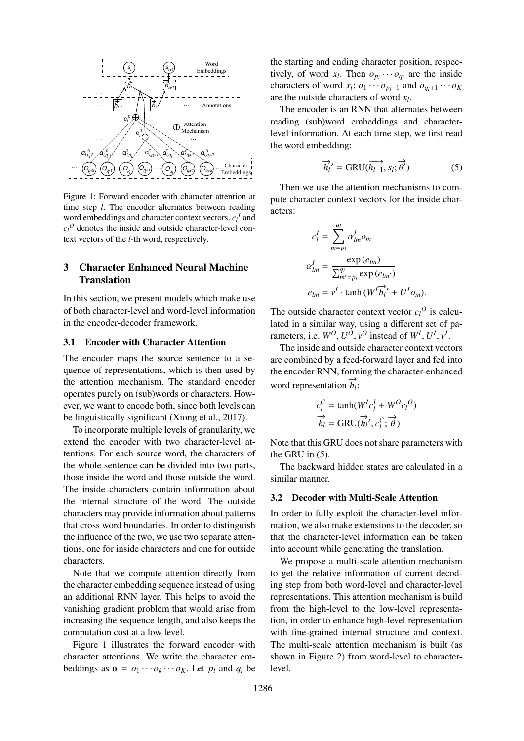Figure 1: Forward encoder with character attention at time step $l$. The encoder alternates between reading word embeddings and character context vectors. $c_l{}^I$ and $c_l{}^O$ denotes the inside and outside character-level context vectors of the $l$-th word, respectively.

## 3 Character Enhanced Neural Machine Translation

In this section, we present models which make use of both character-level and word-level information in the encoder-decoder framework.

### 3.1 Encoder with Character Attention

The encoder maps the source sentence to a sequence of representations, which is then used by the attention mechanism. The standard encoder operates purely on (sub)words or characters. However, we want to encode both, since both levels can be linguistically significant (Xiong et al., 2017).

To incorporate multiple levels of granularity, we extend the encoder with two character-level attentions. For each source word, the characters of the whole sentence can be divided into two parts, those inside the word and those outside the word. The inside characters contain information about the internal structure of the word. The outside characters may provide information about patterns that cross word boundaries. In order to distinguish the influence of the two, we use two separate attentions, one for inside characters and one for outside characters.

Note that we compute attention directly from the character embedding sequence instead of using an additional RNN layer. This helps to avoid the vanishing gradient problem that would arise from increasing the sequence length, and also keeps the computation cost at a low level.

Figure 1 illustrates the forward encoder with character attentions. We write the character embeddings as $\mathbf{o} = o_1 \cdots o_k \cdots o_K$. Let $p_l$ and $q_l$ be the starting and ending character position, respectively, of word $x_l$. Then $o_{p_l} \cdots o_{q_l}$ are the inside characters of word $x_l$; $o_1 \cdots o_{p_l - 1}$ and $o_{q_l + 1} \cdots o_K$ are the outside characters of word $x_l$.

The encoder is an RNN that alternates between reading (sub)word embeddings and character-level information. At each time step, we first read the word embedding:

$$\overrightarrow{h_l}' = \mathrm{GRU}(\overrightarrow{h_{l-1}}, s_l; \overrightarrow{\theta}') \tag{5}$$

Then we use the attention mechanisms to compute character context vectors for the inside characters:

$$c_l^I = \sum_{m=p_l}^{q_l} \alpha_{lm}^I o_m$$

$$\alpha_{lm}^I = \frac{\exp(e_{lm})}{\sum_{m'=p_l}^{q_l} \exp(e_{lm'})}$$

$$e_{lm} = v^I \cdot \tanh(W^I \overrightarrow{h_l}' + U^I o_m).$$

The outside character context vector $c_l{}^O$ is calculated in a similar way, using a different set of parameters, i.e. $W^O, U^O, v^O$ instead of $W^I, U^I, v^I$.

The inside and outside character context vectors are combined by a feed-forward layer and fed into the encoder RNN, forming the character-enhanced word representation $\overrightarrow{h_l}$:

$$c_l^C = \tanh(W^I c_l^I + W^O c_l{}^O)$$

$$\overrightarrow{h_l} = \mathrm{GRU}(\overrightarrow{h_l}', c_l^C; \overrightarrow{\theta})$$

Note that this GRU does not share parameters with the GRU in (5).

The backward hidden states are calculated in a similar manner.

### 3.2 Decoder with Multi-Scale Attention

In order to fully exploit the character-level information, we also make extensions to the decoder, so that the character-level information can be taken into account while generating the translation.

We propose a multi-scale attention mechanism to get the relative information of current decoding step from both word-level and character-level representations. This attention mechanism is build from the high-level to the low-level representation, in order to enhance high-level representation with fine-grained internal structure and context. The multi-scale attention mechanism is built (as shown in Figure 2) from word-level to character-level.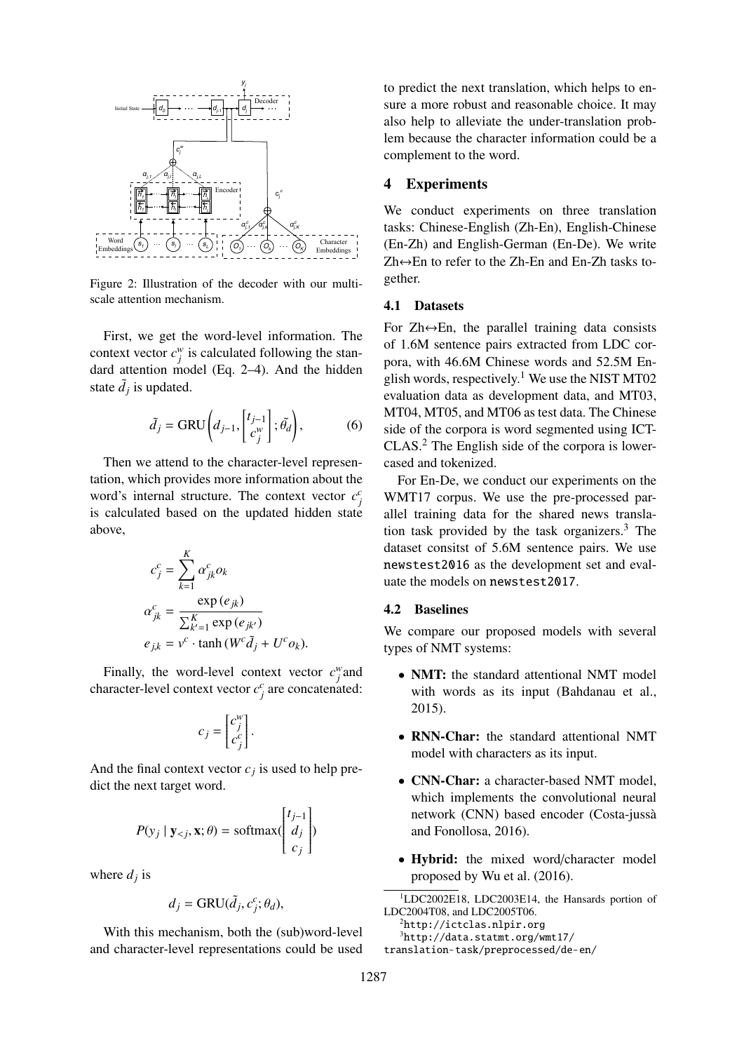Figure 2: Illustration of the decoder with our multi-scale attention mechanism.

First, we get the word-level information. The context vector $c_j^w$ is calculated following the standard attention model (Eq. 2–4). And the hidden state $\tilde{d}_j$ is updated.

$$\tilde{d}_j = \text{GRU}\left(d_{j-1}, \begin{bmatrix} t_{j-1} \\ c_j^w \end{bmatrix}; \tilde{\theta}_d\right), \tag{6}$$

Then we attend to the character-level representation, which provides more information about the word's internal structure. The context vector $c_j^c$ is calculated based on the updated hidden state above,

$$c_j^c = \sum_{k=1}^{K} \alpha_{jk}^c o_k$$

$$\alpha_{jk}^c = \frac{\exp(e_{jk})}{\sum_{k'=1}^{K} \exp(e_{jk'})}$$

$$e_{j,k} = v^c \cdot \tanh(W^c \tilde{d}_j + U^c o_k).$$

Finally, the word-level context vector $c_j^w$ and character-level context vector $c_j^c$ are concatenated:

$$c_j = \begin{bmatrix} c_j^w \\ c_j^c \end{bmatrix}.$$

And the final context vector $c_j$ is used to help predict the next target word.

$$P(y_j \mid \mathbf{y}_{<j}, \mathbf{x}; \theta) = \text{softmax}\left(\begin{bmatrix} t_{j-1} \\ d_j \\ c_j \end{bmatrix}\right)$$

where $d_j$ is

$$d_j = \text{GRU}(\tilde{d}_j, c_j^c; \theta_d),$$

With this mechanism, both the (sub)word-level and character-level representations could be used to predict the next translation, which helps to ensure a more robust and reasonable choice. It may also help to alleviate the under-translation problem because the character information could be a complement to the word.

## 4 Experiments

We conduct experiments on three translation tasks: Chinese-English (Zh-En), English-Chinese (En-Zh) and English-German (En-De). We write Zh↔En to refer to the Zh-En and En-Zh tasks together.

### 4.1 Datasets

For Zh↔En, the parallel training data consists of 1.6M sentence pairs extracted from LDC corpora, with 46.6M Chinese words and 52.5M English words, respectively.[1] We use the NIST MT02 evaluation data as development data, and MT03, MT04, MT05, and MT06 as test data. The Chinese side of the corpora is word segmented using ICTCLAS.[2] The English side of the corpora is lowercased and tokenized.

For En-De, we conduct our experiments on the WMT17 corpus. We use the pre-processed parallel training data for the shared news translation task provided by the task organizers.[3] The dataset consitst of 5.6M sentence pairs. We use `newstest2016` as the development set and evaluate the models on `newstest2017`.

### 4.2 Baselines

We compare our proposed models with several types of NMT systems:

- **NMT:** the standard attentional NMT model with words as its input (Bahdanau et al., 2015).
- **RNN-Char:** the standard attentional NMT model with characters as its input.
- **CNN-Char:** a character-based NMT model, which implements the convolutional neural network (CNN) based encoder (Costa-jussà and Fonollosa, 2016).
- **Hybrid:** the mixed word/character model proposed by Wu et al. (2016).

[1] LDC2002E18, LDC2003E14, the Hansards portion of LDC2004T08, and LDC2005T06.

[2] `http://ictclas.nlpir.org`

[3] `http://data.statmt.org/wmt17/translation-task/preprocessed/de-en/`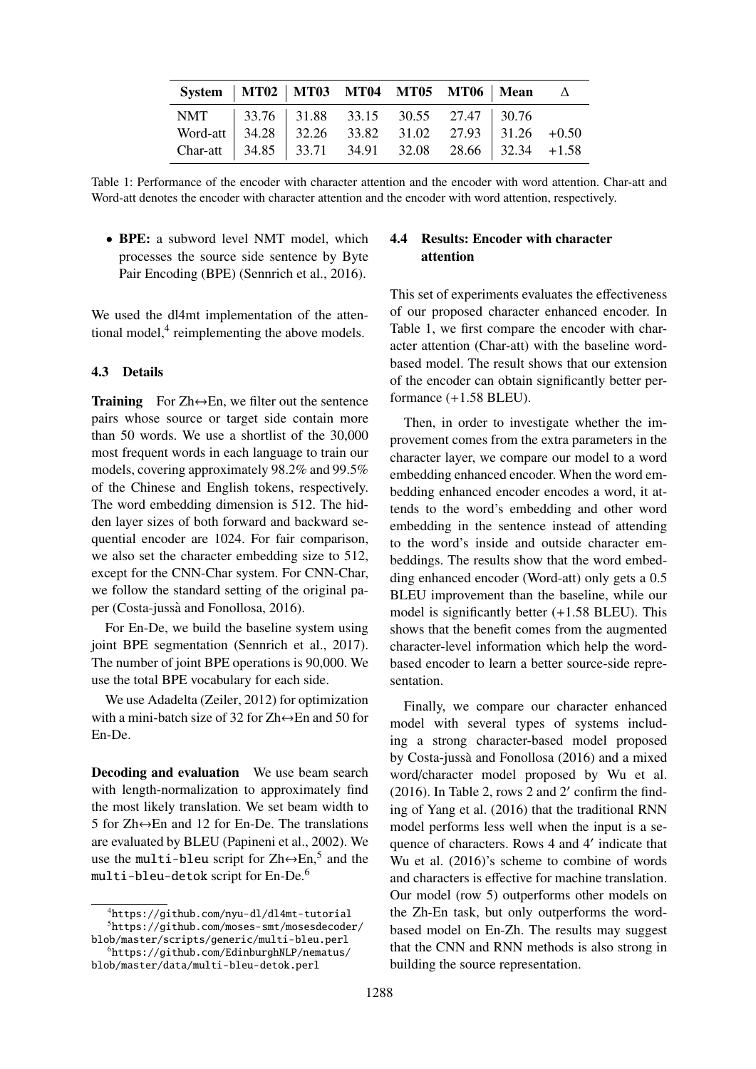| System | MT02 | MT03 | MT04 | MT05 | MT06 | Mean | Δ |
|---|---|---|---|---|---|---|---|
| NMT | 33.76 | 31.88 | 33.15 | 30.55 | 27.47 | 30.76 | |
| Word-att | 34.28 | 32.26 | 33.82 | 31.02 | 27.93 | 31.26 | +0.50 |
| Char-att | 34.85 | 33.71 | 34.91 | 32.08 | 28.66 | 32.34 | +1.58 |

Table 1: Performance of the encoder with character attention and the encoder with word attention. Char-att and Word-att denotes the encoder with character attention and the encoder with word attention, respectively.

- **BPE:** a subword level NMT model, which processes the source side sentence by Byte Pair Encoding (BPE) (Sennrich et al., 2016).

We used the dl4mt implementation of the attentional model,[4] reimplementing the above models.

### 4.3 Details

**Training** For Zh↔En, we filter out the sentence pairs whose source or target side contain more than 50 words. We use a shortlist of the 30,000 most frequent words in each language to train our models, covering approximately 98.2% and 99.5% of the Chinese and English tokens, respectively. The word embedding dimension is 512. The hidden layer sizes of both forward and backward sequential encoder are 1024. For fair comparison, we also set the character embedding size to 512, except for the CNN-Char system. For CNN-Char, we follow the standard setting of the original paper (Costa-jussà and Fonollosa, 2016).

For En-De, we build the baseline system using joint BPE segmentation (Sennrich et al., 2017). The number of joint BPE operations is 90,000. We use the total BPE vocabulary for each side.

We use Adadelta (Zeiler, 2012) for optimization with a mini-batch size of 32 for Zh↔En and 50 for En-De.

**Decoding and evaluation** We use beam search with length-normalization to approximately find the most likely translation. We set beam width to 5 for Zh↔En and 12 for En-De. The translations are evaluated by BLEU (Papineni et al., 2002). We use the `multi-bleu` script for Zh↔En,[5] and the `multi-bleu-detok` script for En-De.[6]

[4] https://github.com/nyu-dl/dl4mt-tutorial

[5] https://github.com/moses-smt/mosesdecoder/blob/master/scripts/generic/multi-bleu.perl

[6] https://github.com/EdinburghNLP/nematus/blob/master/data/multi-bleu-detok.perl

### 4.4 Results: Encoder with character attention

This set of experiments evaluates the effectiveness of our proposed character enhanced encoder. In Table 1, we first compare the encoder with character attention (Char-att) with the baseline word-based model. The result shows that our extension of the encoder can obtain significantly better performance (+1.58 BLEU).

Then, in order to investigate whether the improvement comes from the extra parameters in the character layer, we compare our model to a word embedding enhanced encoder. When the word embedding enhanced encoder encodes a word, it attends to the word's embedding and other word embedding in the sentence instead of attending to the word's inside and outside character embeddings. The results show that the word embedding enhanced encoder (Word-att) only gets a 0.5 BLEU improvement than the baseline, while our model is significantly better (+1.58 BLEU). This shows that the benefit comes from the augmented character-level information which help the word-based encoder to learn a better source-side representation.

Finally, we compare our character enhanced model with several types of systems including a strong character-based model proposed by Costa-jussà and Fonollosa (2016) and a mixed word/character model proposed by Wu et al. (2016). In Table 2, rows 2 and 2′ confirm the finding of Yang et al. (2016) that the traditional RNN model performs less well when the input is a sequence of characters. Rows 4 and 4′ indicate that Wu et al. (2016)'s scheme to combine of words and characters is effective for machine translation. Our model (row 5) outperforms other models on the Zh-En task, but only outperforms the word-based model on En-Zh. The results may suggest that the CNN and RNN methods is also strong in building the source representation.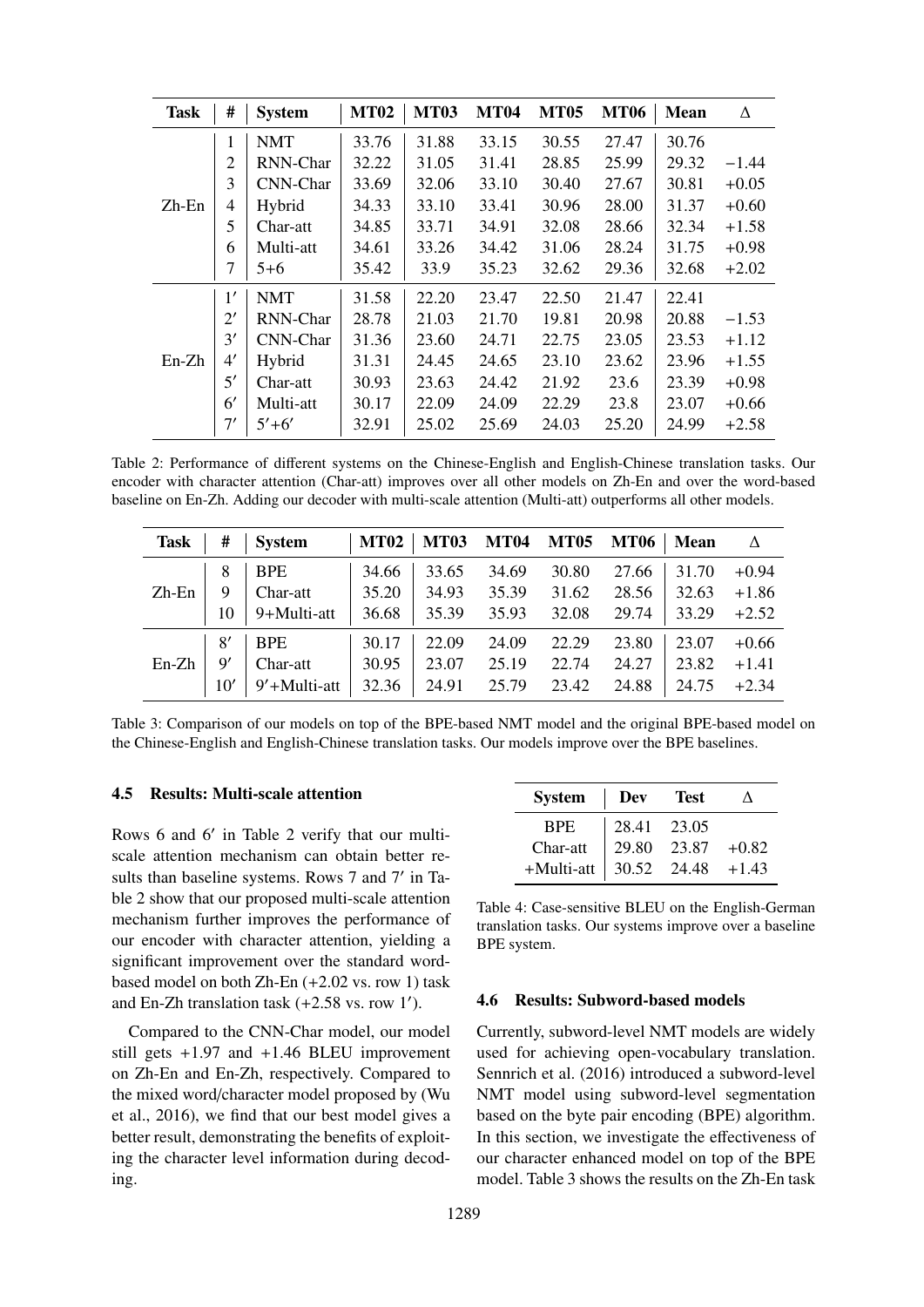| Task | # | System | MT02 | MT03 | MT04 | MT05 | MT06 | Mean | Δ |
|---|---|---|---|---|---|---|---|---|---|
| Zh-En | 1 | NMT | 33.76 | 31.88 | 33.15 | 30.55 | 27.47 | 30.76 | |
| | 2 | RNN-Char | 32.22 | 31.05 | 31.41 | 28.85 | 25.99 | 29.32 | −1.44 |
| | 3 | CNN-Char | 33.69 | 32.06 | 33.10 | 30.40 | 27.67 | 30.81 | +0.05 |
| | 4 | Hybrid | 34.33 | 33.10 | 33.41 | 30.96 | 28.00 | 31.37 | +0.60 |
| | 5 | Char-att | 34.85 | 33.71 | 34.91 | 32.08 | 28.66 | 32.34 | +1.58 |
| | 6 | Multi-att | 34.61 | 33.26 | 34.42 | 31.06 | 28.24 | 31.75 | +0.98 |
| | 7 | 5+6 | 35.42 | 33.9 | 35.23 | 32.62 | 29.36 | 32.68 | +2.02 |
| En-Zh | 1′ | NMT | 31.58 | 22.20 | 23.47 | 22.50 | 21.47 | 22.41 | |
| | 2′ | RNN-Char | 28.78 | 21.03 | 21.70 | 19.81 | 20.98 | 20.88 | −1.53 |
| | 3′ | CNN-Char | 31.36 | 23.60 | 24.71 | 22.75 | 23.05 | 23.53 | +1.12 |
| | 4′ | Hybrid | 31.31 | 24.45 | 24.65 | 23.10 | 23.62 | 23.96 | +1.55 |
| | 5′ | Char-att | 30.93 | 23.63 | 24.42 | 21.92 | 23.6 | 23.39 | +0.98 |
| | 6′ | Multi-att | 30.17 | 22.09 | 24.09 | 22.29 | 23.8 | 23.07 | +0.66 |
| | 7′ | 5′+6′ | 32.91 | 25.02 | 25.69 | 24.03 | 25.20 | 24.99 | +2.58 |

Table 2: Performance of different systems on the Chinese-English and English-Chinese translation tasks. Our encoder with character attention (Char-att) improves over all other models on Zh-En and over the word-based baseline on En-Zh. Adding our decoder with multi-scale attention (Multi-att) outperforms all other models.

| Task | # | System | MT02 | MT03 | MT04 | MT05 | MT06 | Mean | Δ |
|---|---|---|---|---|---|---|---|---|---|
| Zh-En | 8 | BPE | 34.66 | 33.65 | 34.69 | 30.80 | 27.66 | 31.70 | +0.94 |
| | 9 | Char-att | 35.20 | 34.93 | 35.39 | 31.62 | 28.56 | 32.63 | +1.86 |
| | 10 | 9+Multi-att | 36.68 | 35.39 | 35.93 | 32.08 | 29.74 | 33.29 | +2.52 |
| En-Zh | 8′ | BPE | 30.17 | 22.09 | 24.09 | 22.29 | 23.80 | 23.07 | +0.66 |
| | 9′ | Char-att | 30.95 | 23.07 | 25.19 | 22.74 | 24.27 | 23.82 | +1.41 |
| | 10′ | 9′+Multi-att | 32.36 | 24.91 | 25.79 | 23.42 | 24.88 | 24.75 | +2.34 |

Table 3: Comparison of our models on top of the BPE-based NMT model and the original BPE-based model on the Chinese-English and English-Chinese translation tasks. Our models improve over the BPE baselines.

### 4.5 Results: Multi-scale attention

Rows 6 and 6′ in Table 2 verify that our multi-scale attention mechanism can obtain better results than baseline systems. Rows 7 and 7′ in Table 2 show that our proposed multi-scale attention mechanism further improves the performance of our encoder with character attention, yielding a significant improvement over the standard word-based model on both Zh-En (+2.02 vs. row 1) task and En-Zh translation task (+2.58 vs. row 1′).

Compared to the CNN-Char model, our model still gets +1.97 and +1.46 BLEU improvement on Zh-En and En-Zh, respectively. Compared to the mixed word/character model proposed by (Wu et al., 2016), we find that our best model gives a better result, demonstrating the benefits of exploiting the character level information during decoding.

| System | Dev | Test | Δ |
|---|---|---|---|
| BPE | 28.41 | 23.05 | |
| Char-att | 29.80 | 23.87 | +0.82 |
| +Multi-att | 30.52 | 24.48 | +1.43 |

Table 4: Case-sensitive BLEU on the English-German translation tasks. Our systems improve over a baseline BPE system.

### 4.6 Results: Subword-based models

Currently, subword-level NMT models are widely used for achieving open-vocabulary translation. Sennrich et al. (2016) introduced a subword-level NMT model using subword-level segmentation based on the byte pair encoding (BPE) algorithm. In this section, we investigate the effectiveness of our character enhanced model on top of the BPE model. Table 3 shows the results on the Zh-En task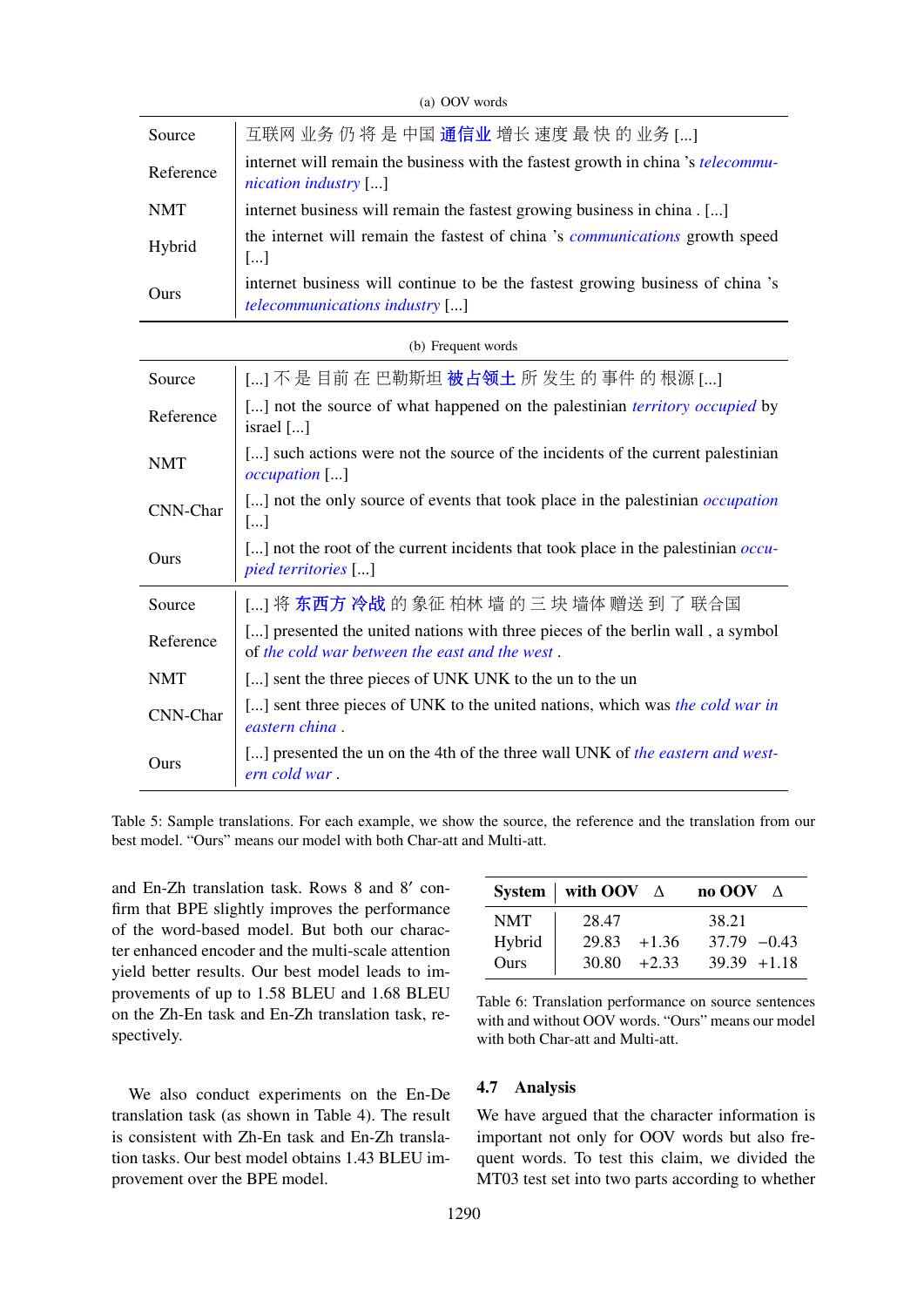(a) OOV words

| | |
|---|---|
| Source | 互联网 业务 仍 将 是 中国 **通信业** 增长 速度 最 快 的 业务 [...] |
| Reference | internet will remain the business with the fastest growth in china 's *telecommunication industry* [...] |
| NMT | internet business will remain the fastest growing business in china . [...] |
| Hybrid | the internet will remain the fastest of china 's *communications* growth speed [...] |
| Ours | internet business will continue to be the fastest growing business of china 's *telecommunications industry* [...] |

(b) Frequent words

| | |
|---|---|
| Source | [...] 不 是 目前 在 巴勒斯坦 **被占领土** 所 发生 的 事件 的 根源 [...] |
| Reference | [...] not the source of what happened on the palestinian *territory occupied* by israel [...] |
| NMT | [...] such actions were not the source of the incidents of the current palestinian *occupation* [...] |
| CNN-Char | [...] not the only source of events that took place in the palestinian *occupation* [...] |
| Ours | [...] not the root of the current incidents that took place in the palestinian *occupied territories* [...] |
| Source | [...] 将 **东西方 冷战** 的 象征 柏林 墙 的 三 块 墙体 赠送 到 了 联合国 |
| Reference | [...] presented the united nations with three pieces of the berlin wall , a symbol of *the cold war between the east and the west* . |
| NMT | [...] sent the three pieces of UNK UNK to the un to the un |
| CNN-Char | [...] sent three pieces of UNK to the united nations, which was *the cold war in eastern china* . |
| Ours | [...] presented the un on the 4th of the three wall UNK of *the eastern and western cold war* . |

Table 5: Sample translations. For each example, we show the source, the reference and the translation from our best model. "Ours" means our model with both Char-att and Multi-att.

and En-Zh translation task. Rows 8 and 8′ confirm that BPE slightly improves the performance of the word-based model. But both our character enhanced encoder and the multi-scale attention yield better results. Our best model leads to improvements of up to 1.58 BLEU and 1.68 BLEU on the Zh-En task and En-Zh translation task, respectively.

We also conduct experiments on the En-De translation task (as shown in Table 4). The result is consistent with Zh-En task and En-Zh translation tasks. Our best model obtains 1.43 BLEU improvement over the BPE model.

| System | with OOV | Δ | no OOV | Δ |
|---|---|---|---|---|
| NMT | 28.47 | | 38.21 | |
| Hybrid | 29.83 | +1.36 | 37.79 | −0.43 |
| Ours | 30.80 | +2.33 | 39.39 | +1.18 |

Table 6: Translation performance on source sentences with and without OOV words. "Ours" means our model with both Char-att and Multi-att.

### 4.7 Analysis

We have argued that the character information is important not only for OOV words but also frequent words. To test this claim, we divided the MT03 test set into two parts according to whether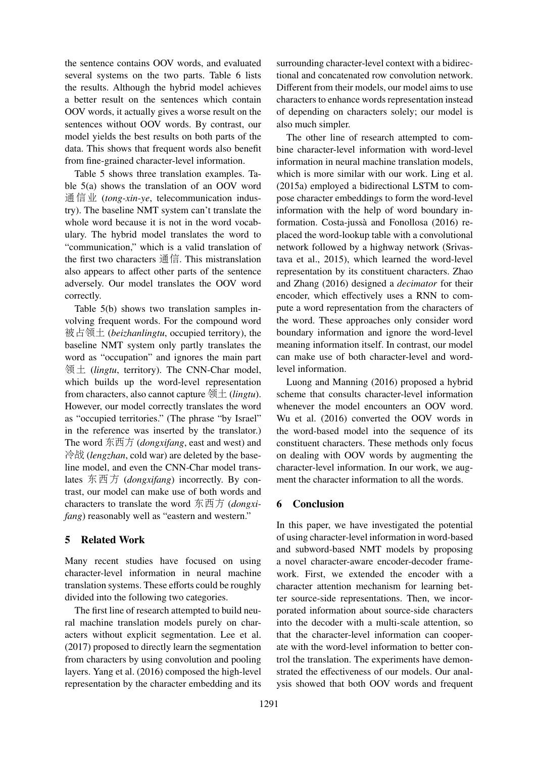the sentence contains OOV words, and evaluated several systems on the two parts. Table 6 lists the results. Although the hybrid model achieves a better result on the sentences which contain OOV words, it actually gives a worse result on the sentences without OOV words. By contrast, our model yields the best results on both parts of the data. This shows that frequent words also benefit from fine-grained character-level information.

Table 5 shows three translation examples. Table 5(a) shows the translation of an OOV word 通信业 (*tong-xin-ye*, telecommunication industry). The baseline NMT system can't translate the whole word because it is not in the word vocabulary. The hybrid model translates the word to "communication," which is a valid translation of the first two characters 通信. This mistranslation also appears to affect other parts of the sentence adversely. Our model translates the OOV word correctly.

Table 5(b) shows two translation samples involving frequent words. For the compound word 被占领土 (*beizhanlingtu*, occupied territory), the baseline NMT system only partly translates the word as "occupation" and ignores the main part 领土 (*lingtu*, territory). The CNN-Char model, which builds up the word-level representation from characters, also cannot capture 领土 (*lingtu*). However, our model correctly translates the word as "occupied territories." (The phrase "by Israel" in the reference was inserted by the translator.) The word 东西方 (*dongxifang*, east and west) and 冷战 (*lengzhan*, cold war) are deleted by the baseline model, and even the CNN-Char model translates 东西方 (*dongxifang*) incorrectly. By contrast, our model can make use of both words and characters to translate the word 东西方 (*dongxifang*) reasonably well as "eastern and western."

## 5 Related Work

Many recent studies have focused on using character-level information in neural machine translation systems. These efforts could be roughly divided into the following two categories.

The first line of research attempted to build neural machine translation models purely on characters without explicit segmentation. Lee et al. (2017) proposed to directly learn the segmentation from characters by using convolution and pooling layers. Yang et al. (2016) composed the high-level representation by the character embedding and its surrounding character-level context with a bidirectional and concatenated row convolution network. Different from their models, our model aims to use characters to enhance words representation instead of depending on characters solely; our model is also much simpler.

The other line of research attempted to combine character-level information with word-level information in neural machine translation models, which is more similar with our work. Ling et al. (2015a) employed a bidirectional LSTM to compose character embeddings to form the word-level information with the help of word boundary information. Costa-jussà and Fonollosa (2016) replaced the word-lookup table with a convolutional network followed by a highway network (Srivastava et al., 2015), which learned the word-level representation by its constituent characters. Zhao and Zhang (2016) designed a *decimator* for their encoder, which effectively uses a RNN to compute a word representation from the characters of the word. These approaches only consider word boundary information and ignore the word-level meaning information itself. In contrast, our model can make use of both character-level and word-level information.

Luong and Manning (2016) proposed a hybrid scheme that consults character-level information whenever the model encounters an OOV word. Wu et al. (2016) converted the OOV words in the word-based model into the sequence of its constituent characters. These methods only focus on dealing with OOV words by augmenting the character-level information. In our work, we augment the character information to all the words.

## 6 Conclusion

In this paper, we have investigated the potential of using character-level information in word-based and subword-based NMT models by proposing a novel character-aware encoder-decoder framework. First, we extended the encoder with a character attention mechanism for learning better source-side representations. Then, we incorporated information about source-side characters into the decoder with a multi-scale attention, so that the character-level information can cooperate with the word-level information to better control the translation. The experiments have demonstrated the effectiveness of our models. Our analysis showed that both OOV words and frequent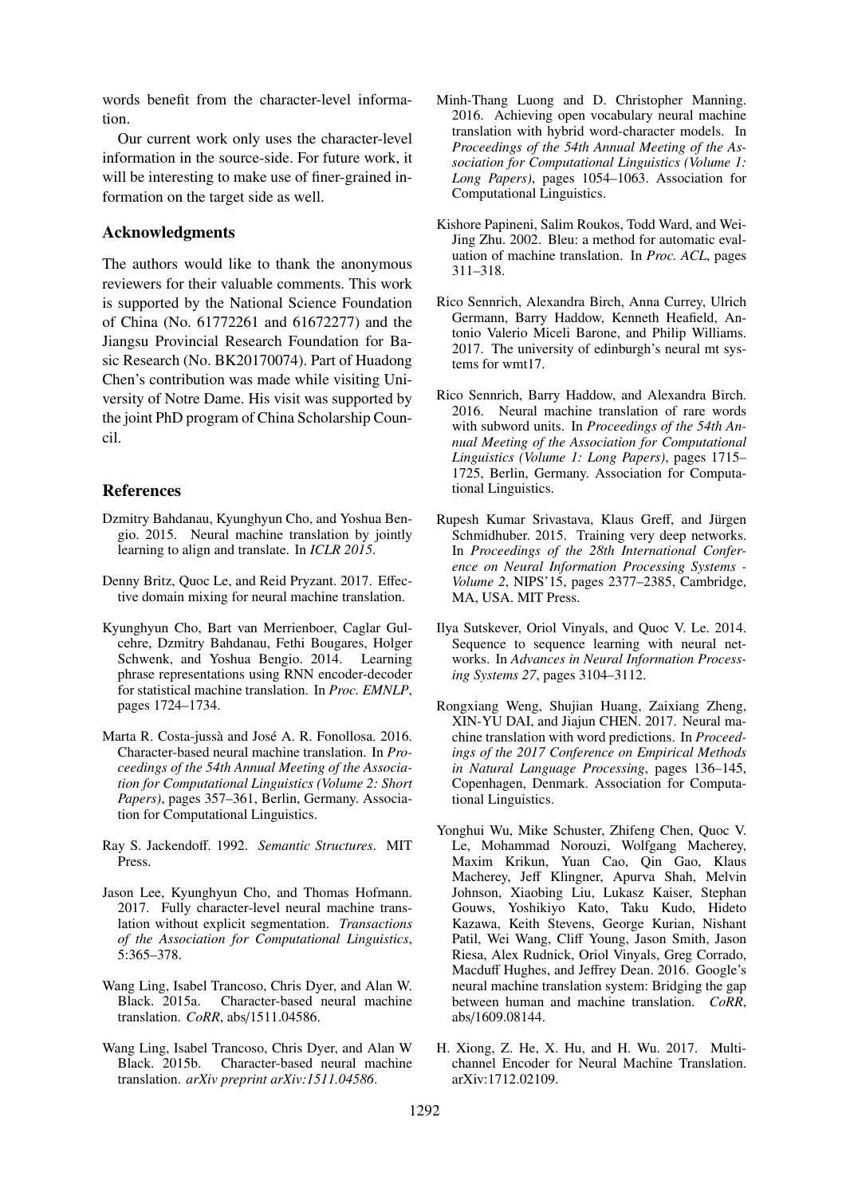words benefit from the character-level information.

Our current work only uses the character-level information in the source-side. For future work, it will be interesting to make use of finer-grained information on the target side as well.

## Acknowledgments

The authors would like to thank the anonymous reviewers for their valuable comments. This work is supported by the National Science Foundation of China (No. 61772261 and 61672277) and the Jiangsu Provincial Research Foundation for Basic Research (No. BK20170074). Part of Huadong Chen's contribution was made while visiting University of Notre Dame. His visit was supported by the joint PhD program of China Scholarship Council.

## References

Dzmitry Bahdanau, Kyunghyun Cho, and Yoshua Bengio. 2015. Neural machine translation by jointly learning to align and translate. In *ICLR 2015*.

Denny Britz, Quoc Le, and Reid Pryzant. 2017. Effective domain mixing for neural machine translation.

Kyunghyun Cho, Bart van Merrienboer, Caglar Gulcehre, Dzmitry Bahdanau, Fethi Bougares, Holger Schwenk, and Yoshua Bengio. 2014. Learning phrase representations using RNN encoder-decoder for statistical machine translation. In *Proc. EMNLP*, pages 1724–1734.

Marta R. Costa-jussà and José A. R. Fonollosa. 2016. Character-based neural machine translation. In *Proceedings of the 54th Annual Meeting of the Association for Computational Linguistics (Volume 2: Short Papers)*, pages 357–361, Berlin, Germany. Association for Computational Linguistics.

Ray S. Jackendoff. 1992. *Semantic Structures*. MIT Press.

Jason Lee, Kyunghyun Cho, and Thomas Hofmann. 2017. Fully character-level neural machine translation without explicit segmentation. *Transactions of the Association for Computational Linguistics*, 5:365–378.

Wang Ling, Isabel Trancoso, Chris Dyer, and Alan W. Black. 2015a. Character-based neural machine translation. *CoRR*, abs/1511.04586.

Wang Ling, Isabel Trancoso, Chris Dyer, and Alan W Black. 2015b. Character-based neural machine translation. *arXiv preprint arXiv:1511.04586*.

Minh-Thang Luong and D. Christopher Manning. 2016. Achieving open vocabulary neural machine translation with hybrid word-character models. In *Proceedings of the 54th Annual Meeting of the Association for Computational Linguistics (Volume 1: Long Papers)*, pages 1054–1063. Association for Computational Linguistics.

Kishore Papineni, Salim Roukos, Todd Ward, and Wei-Jing Zhu. 2002. Bleu: a method for automatic evaluation of machine translation. In *Proc. ACL*, pages 311–318.

Rico Sennrich, Alexandra Birch, Anna Currey, Ulrich Germann, Barry Haddow, Kenneth Heafield, Antonio Valerio Miceli Barone, and Philip Williams. 2017. The university of edinburgh's neural mt systems for wmt17.

Rico Sennrich, Barry Haddow, and Alexandra Birch. 2016. Neural machine translation of rare words with subword units. In *Proceedings of the 54th Annual Meeting of the Association for Computational Linguistics (Volume 1: Long Papers)*, pages 1715–1725, Berlin, Germany. Association for Computational Linguistics.

Rupesh Kumar Srivastava, Klaus Greff, and Jürgen Schmidhuber. 2015. Training very deep networks. In *Proceedings of the 28th International Conference on Neural Information Processing Systems - Volume 2*, NIPS'15, pages 2377–2385, Cambridge, MA, USA. MIT Press.

Ilya Sutskever, Oriol Vinyals, and Quoc V. Le. 2014. Sequence to sequence learning with neural networks. In *Advances in Neural Information Processing Systems 27*, pages 3104–3112.

Rongxiang Weng, Shujian Huang, Zaixiang Zheng, XIN-YU DAI, and Jiajun CHEN. 2017. Neural machine translation with word predictions. In *Proceedings of the 2017 Conference on Empirical Methods in Natural Language Processing*, pages 136–145, Copenhagen, Denmark. Association for Computational Linguistics.

Yonghui Wu, Mike Schuster, Zhifeng Chen, Quoc V. Le, Mohammad Norouzi, Wolfgang Macherey, Maxim Krikun, Yuan Cao, Qin Gao, Klaus Macherey, Jeff Klingner, Apurva Shah, Melvin Johnson, Xiaobing Liu, Lukasz Kaiser, Stephan Gouws, Yoshikiyo Kato, Taku Kudo, Hideto Kazawa, Keith Stevens, George Kurian, Nishant Patil, Wei Wang, Cliff Young, Jason Smith, Jason Riesa, Alex Rudnick, Oriol Vinyals, Greg Corrado, Macduff Hughes, and Jeffrey Dean. 2016. Google's neural machine translation system: Bridging the gap between human and machine translation. *CoRR*, abs/1609.08144.

H. Xiong, Z. He, X. Hu, and H. Wu. 2017. Multi-channel Encoder for Neural Machine Translation. arXiv:1712.02109.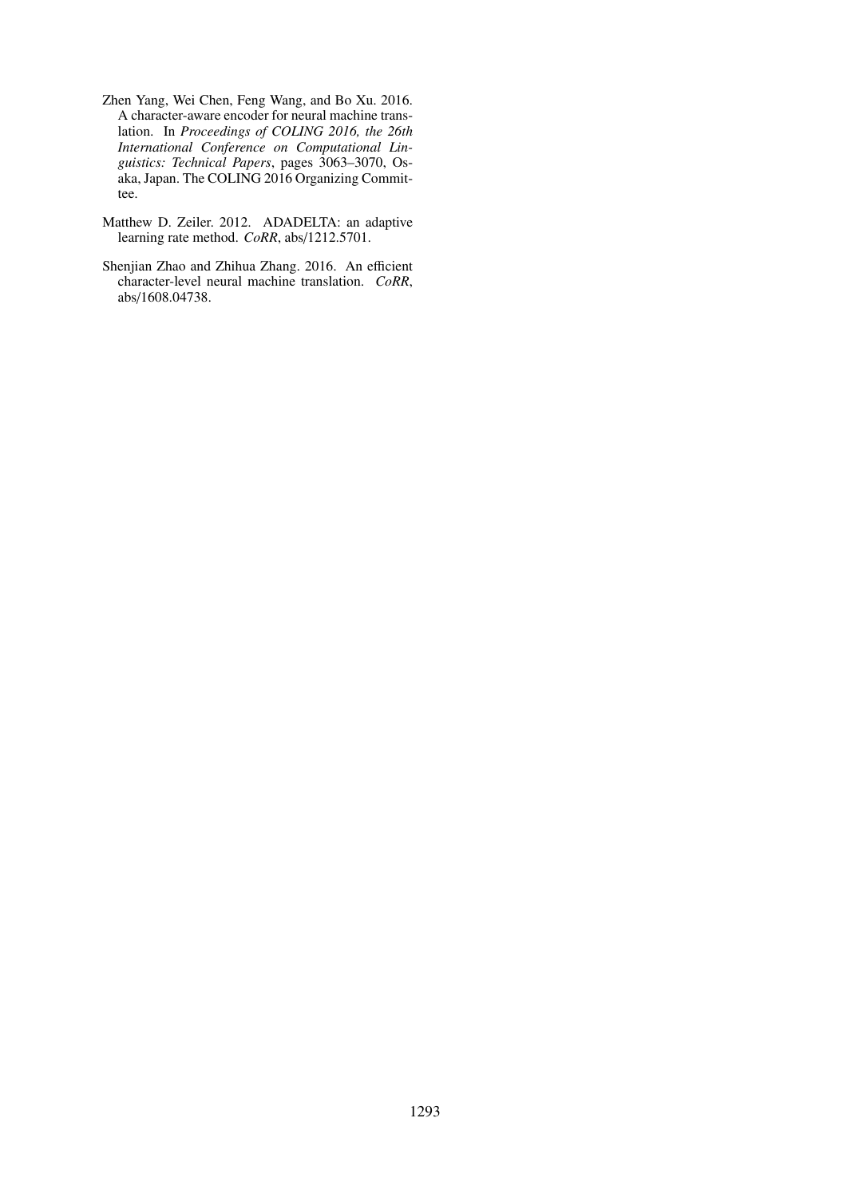Zhen Yang, Wei Chen, Feng Wang, and Bo Xu. 2016. A character-aware encoder for neural machine translation. In *Proceedings of COLING 2016, the 26th International Conference on Computational Linguistics: Technical Papers*, pages 3063–3070, Osaka, Japan. The COLING 2016 Organizing Committee.

Matthew D. Zeiler. 2012. ADADELTA: an adaptive learning rate method. *CoRR*, abs/1212.5701.

Shenjian Zhao and Zhihua Zhang. 2016. An efficient character-level neural machine translation. *CoRR*, abs/1608.04738.